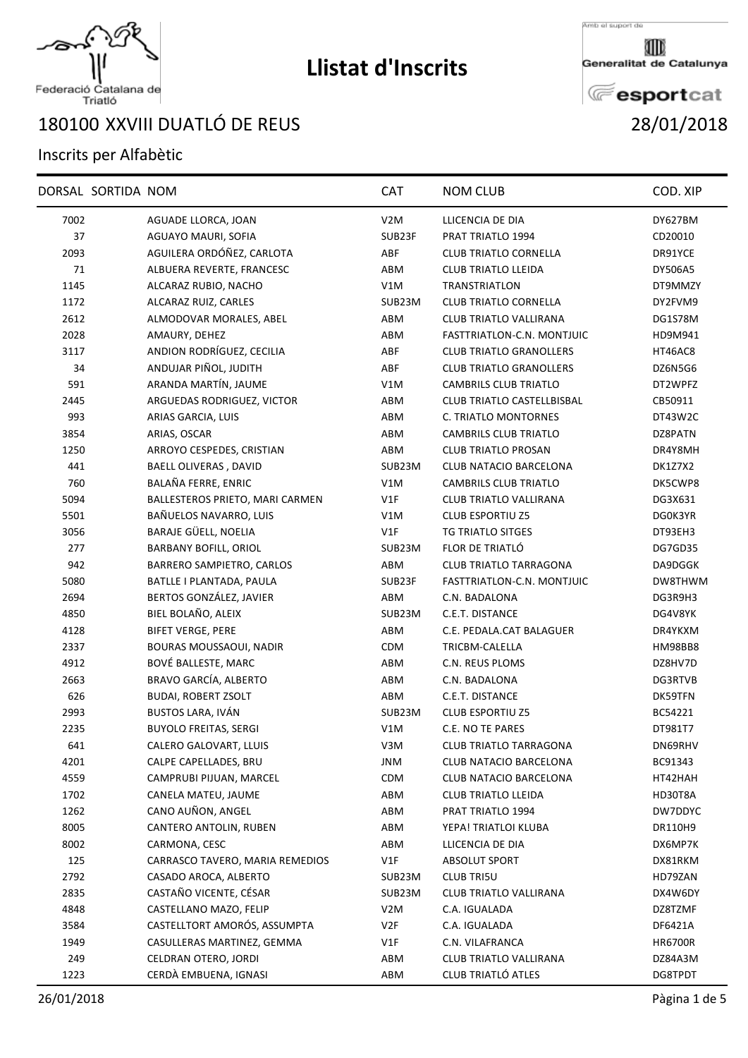# Llistat d'Inscrits

Federació Catalana de Triatló

Amb el suport de Generalitat de Catalunya esportcat

## 180100 XXVIII DUATLÓ DE REUS 28/01/2018

Inscrits per Alfabètic

| DORSAL | SORTIDA | NOM | CAT | NOM CLUB | COD. XIP |
|---|---|---|---|---|---|
| 7002 | | AGUADE LLORCA, JOAN | V2M | LLICENCIA DE DIA | DY627BM |
| 37 | | AGUAYO MAURI, SOFIA | SUB23F | PRAT TRIATLO 1994 | CD20010 |
| 2093 | | AGUILERA ORDÓÑEZ, CARLOTA | ABF | CLUB TRIATLO CORNELLA | DR91YCE |
| 71 | | ALBUERA REVERTE, FRANCESC | ABM | CLUB TRIATLO LLEIDA | DY506A5 |
| 1145 | | ALCARAZ RUBIO, NACHO | V1M | TRANSTRIATLON | DT9MMZY |
| 1172 | | ALCARAZ RUIZ, CARLES | SUB23M | CLUB TRIATLO CORNELLA | DY2FVM9 |
| 2612 | | ALMODOVAR MORALES, ABEL | ABM | CLUB TRIATLO VALLIRANA | DG1S78M |
| 2028 | | AMAURY, DEHEZ | ABM | FASTTRIATLON-C.N. MONTJUIC | HD9M941 |
| 3117 | | ANDION RODRÍGUEZ, CECILIA | ABF | CLUB TRIATLO GRANOLLERS | HT46AC8 |
| 34 | | ANDUJAR PIÑOL, JUDITH | ABF | CLUB TRIATLO GRANOLLERS | DZ6N5G6 |
| 591 | | ARANDA MARTÍN, JAUME | V1M | CAMBRILS CLUB TRIATLO | DT2WPFZ |
| 2445 | | ARGUEDAS RODRIGUEZ, VICTOR | ABM | CLUB TRIATLO CASTELLBISBAL | CB50911 |
| 993 | | ARIAS GARCIA, LUIS | ABM | C. TRIATLO MONTORNES | DT43W2C |
| 3854 | | ARIAS, OSCAR | ABM | CAMBRILS CLUB TRIATLO | DZ8PATN |
| 1250 | | ARROYO CESPEDES, CRISTIAN | ABM | CLUB TRIATLO PROSAN | DR4Y8MH |
| 441 | | BAELL OLIVERAS , DAVID | SUB23M | CLUB NATACIO BARCELONA | DK1Z7X2 |
| 760 | | BALAÑA FERRE, ENRIC | V1M | CAMBRILS CLUB TRIATLO | DK5CWP8 |
| 5094 | | BALLESTEROS PRIETO, MARI CARMEN | V1F | CLUB TRIATLO VALLIRANA | DG3X631 |
| 5501 | | BAÑUELOS NAVARRO, LUIS | V1M | CLUB ESPORTIU Z5 | DG0K3YR |
| 3056 | | BARAJE GÜELL, NOELIA | V1F | TG TRIATLO SITGES | DT93EH3 |
| 277 | | BARBANY BOFILL, ORIOL | SUB23M | FLOR DE TRIATLÓ | DG7GD35 |
| 942 | | BARRERO SAMPIETRO, CARLOS | ABM | CLUB TRIATLO TARRAGONA | DA9DGGK |
| 5080 | | BATLLE I PLANTADA, PAULA | SUB23F | FASTTRIATLON-C.N. MONTJUIC | DW8THWM |
| 2694 | | BERTOS GONZÁLEZ, JAVIER | ABM | C.N. BADALONA | DG3R9H3 |
| 4850 | | BIEL BOLAÑO, ALEIX | SUB23M | C.E.T. DISTANCE | DG4V8YK |
| 4128 | | BIFET VERGE, PERE | ABM | C.E. PEDALA.CAT BALAGUER | DR4YKXM |
| 2337 | | BOURAS MOUSSAOUI, NADIR | CDM | TRICBM-CALELLA | HM98BB8 |
| 4912 | | BOVÉ BALLESTE, MARC | ABM | C.N. REUS PLOMS | DZ8HV7D |
| 2663 | | BRAVO GARCÍA, ALBERTO | ABM | C.N. BADALONA | DG3RTVB |
| 626 | | BUDAI, ROBERT ZSOLT | ABM | C.E.T. DISTANCE | DK59TFN |
| 2993 | | BUSTOS LARA, IVÁN | SUB23M | CLUB ESPORTIU Z5 | BC54221 |
| 2235 | | BUYOLO FREITAS, SERGI | V1M | C.E. NO TE PARES | DT981T7 |
| 641 | | CALERO GALOVART, LLUIS | V3M | CLUB TRIATLO TARRAGONA | DN69RHV |
| 4201 | | CALPE CAPELLADES, BRU | JNM | CLUB NATACIO BARCELONA | BC91343 |
| 4559 | | CAMPRUBI PIJUAN, MARCEL | CDM | CLUB NATACIO BARCELONA | HT42HAH |
| 1702 | | CANELA MATEU, JAUME | ABM | CLUB TRIATLO LLEIDA | HD30T8A |
| 1262 | | CANO AUÑON, ANGEL | ABM | PRAT TRIATLO 1994 | DW7DDYC |
| 8005 | | CANTERO ANTOLIN, RUBEN | ABM | YEPA! TRIATLOI KLUBA | DR110H9 |
| 8002 | | CARMONA, CESC | ABM | LLICENCIA DE DIA | DX6MP7K |
| 125 | | CARRASCO TAVERO, MARIA REMEDIOS | V1F | ABSOLUT SPORT | DX81RKM |
| 2792 | | CASADO AROCA, ALBERTO | SUB23M | CLUB TRI5U | HD79ZAN |
| 2835 | | CASTAÑO VICENTE, CÉSAR | SUB23M | CLUB TRIATLO VALLIRANA | DX4W6DY |
| 4848 | | CASTELLANO MAZO, FELIP | V2M | C.A. IGUALADA | DZ8TZMF |
| 3584 | | CASTELLTORT AMORÓS, ASSUMPTA | V2F | C.A. IGUALADA | DF6421A |
| 1949 | | CASULLERAS MARTINEZ, GEMMA | V1F | C.N. VILAFRANCA | HR6700R |
| 249 | | CELDRAN OTERO, JORDI | ABM | CLUB TRIATLO VALLIRANA | DZ84A3M |
| 1223 | | CERDÀ EMBUENA, IGNASI | ABM | CLUB TRIATLÓ ATLES | DG8TPDT |

26/01/2018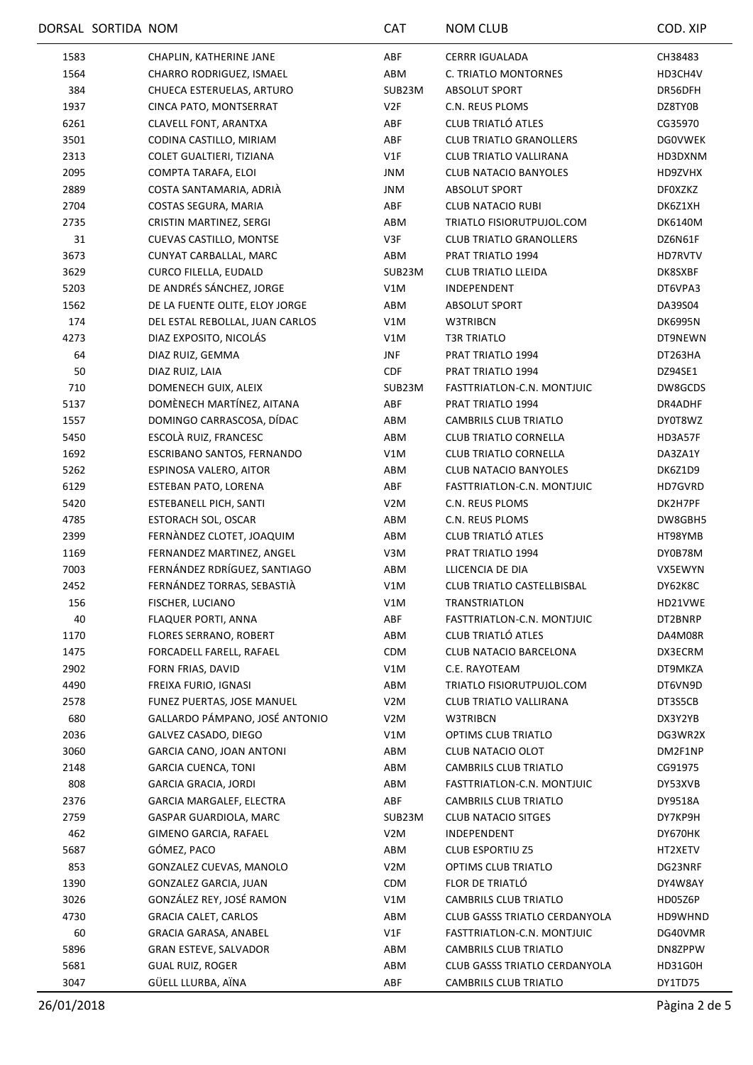| DORSAL | SORTIDA | NOM | CAT | NOM CLUB | COD. XIP |
|---|---|---|---|---|---|
| 1583 | | CHAPLIN, KATHERINE JANE | ABF | CERRR IGUALADA | CH38483 |
| 1564 | | CHARRO RODRIGUEZ, ISMAEL | ABM | C. TRIATLO MONTORNES | HD3CH4V |
| 384 | | CHUECA ESTERUELAS, ARTURO | SUB23M | ABSOLUT SPORT | DR56DFH |
| 1937 | | CINCA PATO, MONTSERRAT | V2F | C.N. REUS PLOMS | DZ8TY0B |
| 6261 | | CLAVELL FONT, ARANTXA | ABF | CLUB TRIATLÓ ATLES | CG35970 |
| 3501 | | CODINA CASTILLO, MIRIAM | ABF | CLUB TRIATLO GRANOLLERS | DG0VWEK |
| 2313 | | COLET GUALTIERI, TIZIANA | V1F | CLUB TRIATLO VALLIRANA | HD3DXNM |
| 2095 | | COMPTA TARAFA, ELOI | JNM | CLUB NATACIO BANYOLES | HD9ZVHX |
| 2889 | | COSTA SANTAMARIA, ADRIÀ | JNM | ABSOLUT SPORT | DF0XZKZ |
| 2704 | | COSTAS SEGURA, MARIA | ABF | CLUB NATACIO RUBI | DK6Z1XH |
| 2735 | | CRISTIN MARTINEZ, SERGI | ABM | TRIATLO FISIORUTPUJOL.COM | DK6140M |
| 31 | | CUEVAS CASTILLO, MONTSE | V3F | CLUB TRIATLO GRANOLLERS | DZ6N61F |
| 3673 | | CUNYAT CARBALLAL, MARC | ABM | PRAT TRIATLO 1994 | HD7RVTV |
| 3629 | | CURCO FILELLA, EUDALD | SUB23M | CLUB TRIATLO LLEIDA | DK8SXBF |
| 5203 | | DE ANDRÉS SÁNCHEZ, JORGE | V1M | INDEPENDENT | DT6VPA3 |
| 1562 | | DE LA FUENTE OLITE, ELOY JORGE | ABM | ABSOLUT SPORT | DA39S04 |
| 174 | | DEL ESTAL REBOLLAL, JUAN CARLOS | V1M | W3TRIBCN | DK6995N |
| 4273 | | DIAZ EXPOSITO, NICOLÁS | V1M | T3R TRIATLO | DT9NEWN |
| 64 | | DIAZ RUIZ, GEMMA | JNF | PRAT TRIATLO 1994 | DT263HA |
| 50 | | DIAZ RUIZ, LAIA | CDF | PRAT TRIATLO 1994 | DZ94SE1 |
| 710 | | DOMENECH GUIX, ALEIX | SUB23M | FASTTRIATLON-C.N. MONTJUIC | DW8GCDS |
| 5137 | | DOMÈNECH MARTÍNEZ, AITANA | ABF | PRAT TRIATLO 1994 | DR4ADHF |
| 1557 | | DOMINGO CARRASCOSA, DÍDAC | ABM | CAMBRILS CLUB TRIATLO | DY0T8WZ |
| 5450 | | ESCOLÀ RUIZ, FRANCESC | ABM | CLUB TRIATLO CORNELLA | HD3A57F |
| 1692 | | ESCRIBANO SANTOS, FERNANDO | V1M | CLUB TRIATLO CORNELLA | DA3ZA1Y |
| 5262 | | ESPINOSA VALERO, AITOR | ABM | CLUB NATACIO BANYOLES | DK6Z1D9 |
| 6129 | | ESTEBAN PATO, LORENA | ABF | FASTTRIATLON-C.N. MONTJUIC | HD7GVRD |
| 5420 | | ESTEBANELL PICH, SANTI | V2M | C.N. REUS PLOMS | DK2H7PF |
| 4785 | | ESTORACH SOL, OSCAR | ABM | C.N. REUS PLOMS | DW8GBH5 |
| 2399 | | FERNÀNDEZ CLOTET, JOAQUIM | ABM | CLUB TRIATLÓ ATLES | HT98YMB |
| 1169 | | FERNANDEZ MARTINEZ, ANGEL | V3M | PRAT TRIATLO 1994 | DY0B78M |
| 7003 | | FERNÁNDEZ RDRÍGUEZ, SANTIAGO | ABM | LLICENCIA DE DIA | VX5EWYN |
| 2452 | | FERNÁNDEZ TORRAS, SEBASTIÀ | V1M | CLUB TRIATLO CASTELLBISBAL | DY62K8C |
| 156 | | FISCHER, LUCIANO | V1M | TRANSTRIATLON | HD21VWE |
| 40 | | FLAQUER PORTI, ANNA | ABF | FASTTRIATLON-C.N. MONTJUIC | DT2BNRP |
| 1170 | | FLORES SERRANO, ROBERT | ABM | CLUB TRIATLÓ ATLES | DA4M08R |
| 1475 | | FORCADELL FARELL, RAFAEL | CDM | CLUB NATACIO BARCELONA | DX3ECRM |
| 2902 | | FORN FRIAS, DAVID | V1M | C.E. RAYOTEAM | DT9MKZA |
| 4490 | | FREIXA FURIO, IGNASI | ABM | TRIATLO FISIORUTPUJOL.COM | DT6VN9D |
| 2578 | | FUNEZ PUERTAS, JOSE MANUEL | V2M | CLUB TRIATLO VALLIRANA | DT3S5CB |
| 680 | | GALLARDO PÁMPANO, JOSÉ ANTONIO | V2M | W3TRIBCN | DX3Y2YB |
| 2036 | | GALVEZ CASADO, DIEGO | V1M | OPTIMS CLUB TRIATLO | DG3WR2X |
| 3060 | | GARCIA CANO, JOAN ANTONI | ABM | CLUB NATACIO OLOT | DM2F1NP |
| 2148 | | GARCIA CUENCA, TONI | ABM | CAMBRILS CLUB TRIATLO | CG91975 |
| 808 | | GARCIA GRACIA, JORDI | ABM | FASTTRIATLON-C.N. MONTJUIC | DY53XVB |
| 2376 | | GARCIA MARGALEF, ELECTRA | ABF | CAMBRILS CLUB TRIATLO | DY9518A |
| 2759 | | GASPAR GUARDIOLA, MARC | SUB23M | CLUB NATACIO SITGES | DY7KP9H |
| 462 | | GIMENO GARCIA, RAFAEL | V2M | INDEPENDENT | DY670HK |
| 5687 | | GÓMEZ, PACO | ABM | CLUB ESPORTIU Z5 | HT2XETV |
| 853 | | GONZALEZ CUEVAS, MANOLO | V2M | OPTIMS CLUB TRIATLO | DG23NRF |
| 1390 | | GONZALEZ GARCIA, JUAN | CDM | FLOR DE TRIATLÓ | DY4W8AY |
| 3026 | | GONZÁLEZ REY, JOSÉ RAMON | V1M | CAMBRILS CLUB TRIATLO | HD05Z6P |
| 4730 | | GRACIA CALET, CARLOS | ABM | CLUB GASSS TRIATLO CERDANYOLA | HD9WHND |
| 60 | | GRACIA GARASA, ANABEL | V1F | FASTTRIATLON-C.N. MONTJUIC | DG40VMR |
| 5896 | | GRAN ESTEVE, SALVADOR | ABM | CAMBRILS CLUB TRIATLO | DN8ZPPW |
| 5681 | | GUAL RUIZ, ROGER | ABM | CLUB GASSS TRIATLO CERDANYOLA | HD31G0H |
| 3047 | | GÜELL LLURBA, AÏNA | ABF | CAMBRILS CLUB TRIATLO | DY1TD75 |

26/01/2018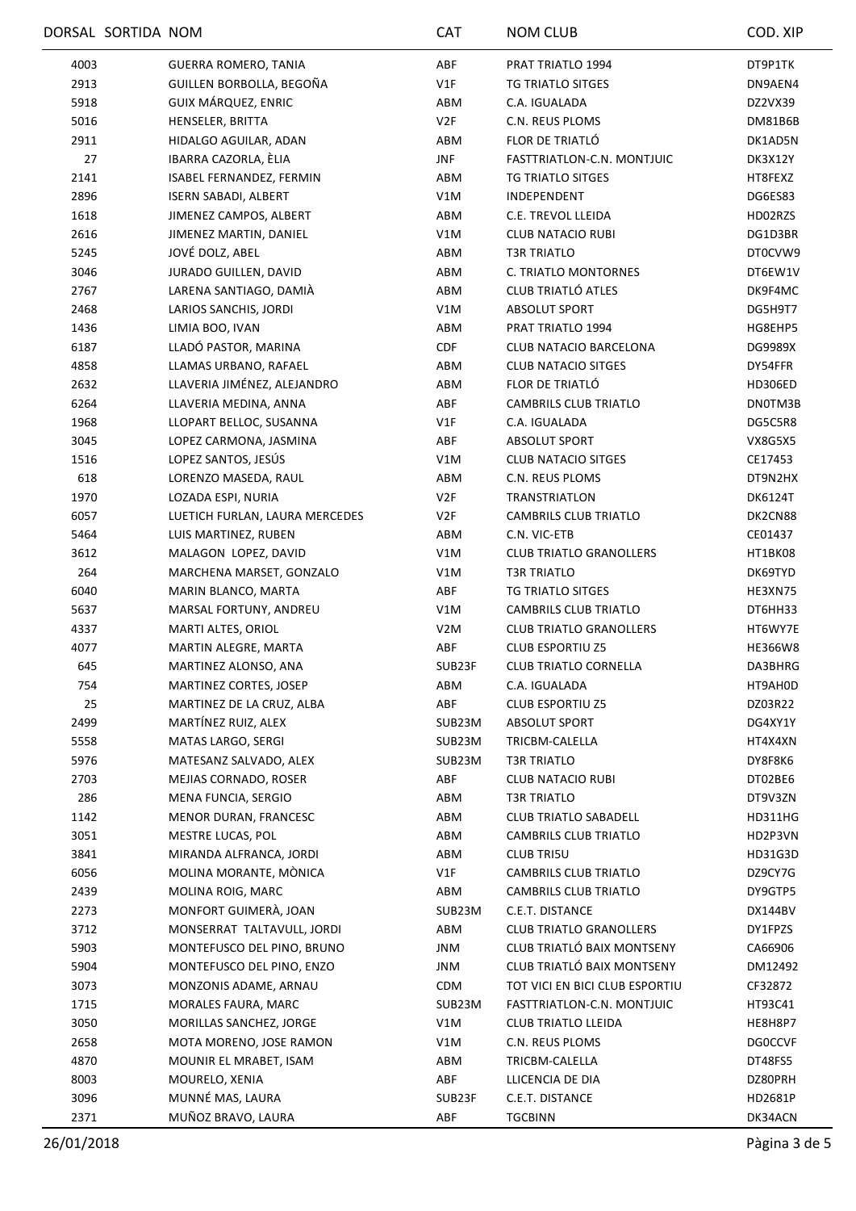| DORSAL | SORTIDA | NOM | CAT | NOM CLUB | COD. XIP |
|---|---|---|---|---|---|
| 4003 | | GUERRA ROMERO, TANIA | ABF | PRAT TRIATLO 1994 | DT9P1TK |
| 2913 | | GUILLEN BORBOLLA, BEGOÑA | V1F | TG TRIATLO SITGES | DN9AEN4 |
| 5918 | | GUIX MÁRQUEZ, ENRIC | ABM | C.A. IGUALADA | DZ2VX39 |
| 5016 | | HENSELER, BRITTA | V2F | C.N. REUS PLOMS | DM81B6B |
| 2911 | | HIDALGO AGUILAR, ADAN | ABM | FLOR DE TRIATLÓ | DK1AD5N |
| 27 | | IBARRA CAZORLA, ÈLIA | JNF | FASTTRIATLON-C.N. MONTJUIC | DK3X12Y |
| 2141 | | ISABEL FERNANDEZ, FERMIN | ABM | TG TRIATLO SITGES | HT8FEXZ |
| 2896 | | ISERN SABADI, ALBERT | V1M | INDEPENDENT | DG6ES83 |
| 1618 | | JIMENEZ CAMPOS, ALBERT | ABM | C.E. TREVOL LLEIDA | HD02RZS |
| 2616 | | JIMENEZ MARTIN, DANIEL | V1M | CLUB NATACIO RUBI | DG1D3BR |
| 5245 | | JOVÉ DOLZ, ABEL | ABM | T3R TRIATLO | DT0CVW9 |
| 3046 | | JURADO GUILLEN, DAVID | ABM | C. TRIATLO MONTORNES | DT6EW1V |
| 2767 | | LARENA SANTIAGO, DAMIÀ | ABM | CLUB TRIATLÓ ATLES | DK9F4MC |
| 2468 | | LARIOS SANCHIS, JORDI | V1M | ABSOLUT SPORT | DG5H9T7 |
| 1436 | | LIMIA BOO, IVAN | ABM | PRAT TRIATLO 1994 | HG8EHP5 |
| 6187 | | LLADÓ PASTOR, MARINA | CDF | CLUB NATACIO BARCELONA | DG9989X |
| 4858 | | LLAMAS URBANO, RAFAEL | ABM | CLUB NATACIO SITGES | DY54FFR |
| 2632 | | LLAVERIA JIMÉNEZ, ALEJANDRO | ABM | FLOR DE TRIATLÓ | HD306ED |
| 6264 | | LLAVERIA MEDINA, ANNA | ABF | CAMBRILS CLUB TRIATLO | DN0TM3B |
| 1968 | | LLOPART BELLOC, SUSANNA | V1F | C.A. IGUALADA | DG5C5R8 |
| 3045 | | LOPEZ CARMONA, JASMINA | ABF | ABSOLUT SPORT | VX8G5X5 |
| 1516 | | LOPEZ SANTOS, JESÚS | V1M | CLUB NATACIO SITGES | CE17453 |
| 618 | | LORENZO MASEDA, RAUL | ABM | C.N. REUS PLOMS | DT9N2HX |
| 1970 | | LOZADA ESPI, NURIA | V2F | TRANSTRIATLON | DK6124T |
| 6057 | | LUETICH FURLAN, LAURA MERCEDES | V2F | CAMBRILS CLUB TRIATLO | DK2CN88 |
| 5464 | | LUIS MARTINEZ, RUBEN | ABM | C.N. VIC-ETB | CE01437 |
| 3612 | | MALAGON LOPEZ, DAVID | V1M | CLUB TRIATLO GRANOLLERS | HT1BK08 |
| 264 | | MARCHENA MARSET, GONZALO | V1M | T3R TRIATLO | DK69TYD |
| 6040 | | MARIN BLANCO, MARTA | ABF | TG TRIATLO SITGES | HE3XN75 |
| 5637 | | MARSAL FORTUNY, ANDREU | V1M | CAMBRILS CLUB TRIATLO | DT6HH33 |
| 4337 | | MARTI ALTES, ORIOL | V2M | CLUB TRIATLO GRANOLLERS | HT6WY7E |
| 4077 | | MARTIN ALEGRE, MARTA | ABF | CLUB ESPORTIU Z5 | HE366W8 |
| 645 | | MARTINEZ ALONSO, ANA | SUB23F | CLUB TRIATLO CORNELLA | DA3BHRG |
| 754 | | MARTINEZ CORTES, JOSEP | ABM | C.A. IGUALADA | HT9AH0D |
| 25 | | MARTINEZ DE LA CRUZ, ALBA | ABF | CLUB ESPORTIU Z5 | DZ03R22 |
| 2499 | | MARTÍNEZ RUIZ, ALEX | SUB23M | ABSOLUT SPORT | DG4XY1Y |
| 5558 | | MATAS LARGO, SERGI | SUB23M | TRICBM-CALELLA | HT4X4XN |
| 5976 | | MATESANZ SALVADO, ALEX | SUB23M | T3R TRIATLO | DY8F8K6 |
| 2703 | | MEJIAS CORNADO, ROSER | ABF | CLUB NATACIO RUBI | DT02BE6 |
| 286 | | MENA FUNCIA, SERGIO | ABM | T3R TRIATLO | DT9V3ZN |
| 1142 | | MENOR DURAN, FRANCESC | ABM | CLUB TRIATLO SABADELL | HD311HG |
| 3051 | | MESTRE LUCAS, POL | ABM | CAMBRILS CLUB TRIATLO | HD2P3VN |
| 3841 | | MIRANDA ALFRANCA, JORDI | ABM | CLUB TRI5U | HD31G3D |
| 6056 | | MOLINA MORANTE, MÒNICA | V1F | CAMBRILS CLUB TRIATLO | DZ9CY7G |
| 2439 | | MOLINA ROIG, MARC | ABM | CAMBRILS CLUB TRIATLO | DY9GTP5 |
| 2273 | | MONFORT GUIMERÀ, JOAN | SUB23M | C.E.T. DISTANCE | DX144BV |
| 3712 | | MONSERRAT TALTAVULL, JORDI | ABM | CLUB TRIATLO GRANOLLERS | DY1FPZS |
| 5903 | | MONTEFUSCO DEL PINO, BRUNO | JNM | CLUB TRIATLÓ BAIX MONTSENY | CA66906 |
| 5904 | | MONTEFUSCO DEL PINO, ENZO | JNM | CLUB TRIATLÓ BAIX MONTSENY | DM12492 |
| 3073 | | MONZONIS ADAME, ARNAU | CDM | TOT VICI EN BICI CLUB ESPORTIU | CF32872 |
| 1715 | | MORALES FAURA, MARC | SUB23M | FASTTRIATLON-C.N. MONTJUIC | HT93C41 |
| 3050 | | MORILLAS SANCHEZ, JORGE | V1M | CLUB TRIATLO LLEIDA | HE8H8P7 |
| 2658 | | MOTA MORENO, JOSE RAMON | V1M | C.N. REUS PLOMS | DG0CCVF |
| 4870 | | MOUNIR EL MRABET, ISAM | ABM | TRICBM-CALELLA | DT48FS5 |
| 8003 | | MOURELO, XENIA | ABF | LLICENCIA DE DIA | DZ80PRH |
| 3096 | | MUNNÉ MAS, LAURA | SUB23F | C.E.T. DISTANCE | HD2681P |
| 2371 | | MUÑOZ BRAVO, LAURA | ABF | TGCBINN | DK34ACN |

26/01/2018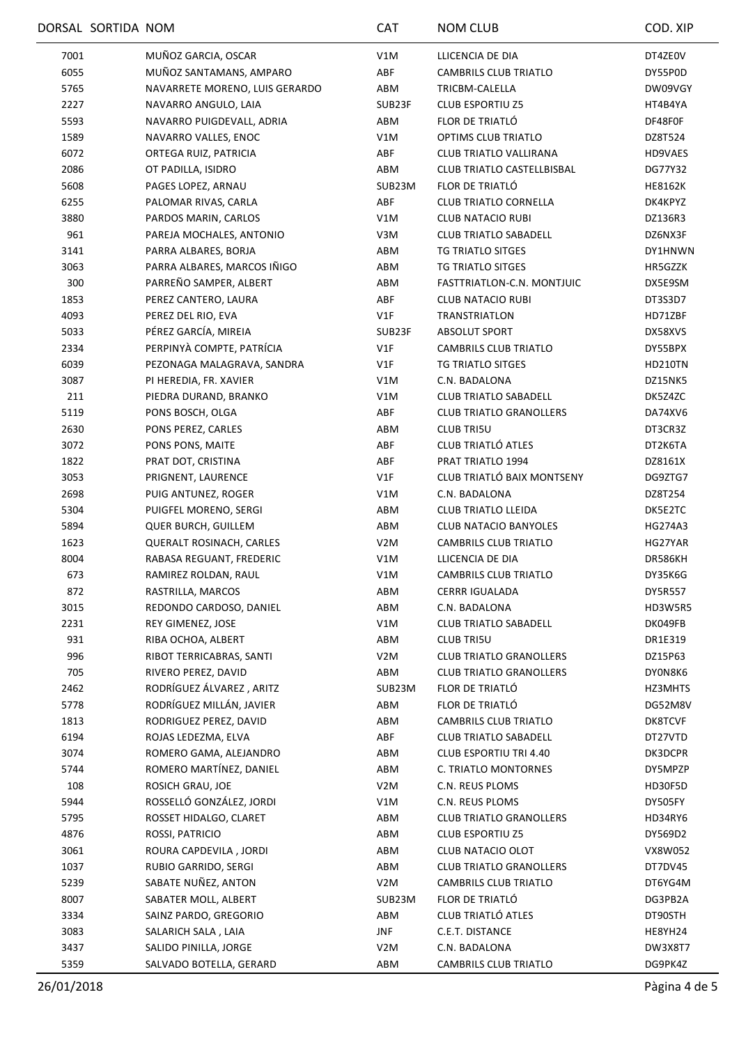| DORSAL | SORTIDA | NOM | CAT | NOM CLUB | COD. XIP |
|---|---|---|---|---|---|
| 7001 | | MUÑOZ GARCIA, OSCAR | V1M | LLICENCIA DE DIA | DT4ZE0V |
| 6055 | | MUÑOZ SANTAMANS, AMPARO | ABF | CAMBRILS CLUB TRIATLO | DY55P0D |
| 5765 | | NAVARRETE MORENO, LUIS GERARDO | ABM | TRICBM-CALELLA | DW09VGY |
| 2227 | | NAVARRO ANGULO, LAIA | SUB23F | CLUB ESPORTIU Z5 | HT4B4YA |
| 5593 | | NAVARRO PUIGDEVALL, ADRIA | ABM | FLOR DE TRIATLÓ | DF48F0F |
| 1589 | | NAVARRO VALLES, ENOC | V1M | OPTIMS CLUB TRIATLO | DZ8T524 |
| 6072 | | ORTEGA RUIZ, PATRICIA | ABF | CLUB TRIATLO VALLIRANA | HD9VAES |
| 2086 | | OT PADILLA, ISIDRO | ABM | CLUB TRIATLO CASTELLBISBAL | DG77Y32 |
| 5608 | | PAGES LOPEZ, ARNAU | SUB23M | FLOR DE TRIATLÓ | HE8162K |
| 6255 | | PALOMAR RIVAS, CARLA | ABF | CLUB TRIATLO CORNELLA | DK4KPYZ |
| 3880 | | PARDOS MARIN, CARLOS | V1M | CLUB NATACIO RUBI | DZ136R3 |
| 961 | | PAREJA MOCHALES, ANTONIO | V3M | CLUB TRIATLO SABADELL | DZ6NX3F |
| 3141 | | PARRA ALBARES, BORJA | ABM | TG TRIATLO SITGES | DY1HNWN |
| 3063 | | PARRA ALBARES, MARCOS IÑIGO | ABM | TG TRIATLO SITGES | HR5GZZK |
| 300 | | PARREÑO SAMPER, ALBERT | ABM | FASTTRIATLON-C.N. MONTJUIC | DX5E9SM |
| 1853 | | PEREZ CANTERO, LAURA | ABF | CLUB NATACIO RUBI | DT3S3D7 |
| 4093 | | PEREZ DEL RIO, EVA | V1F | TRANSTRIATLON | HD71ZBF |
| 5033 | | PÉREZ GARCÍA, MIREIA | SUB23F | ABSOLUT SPORT | DX58XVS |
| 2334 | | PERPINYÀ COMPTE, PATRÍCIA | V1F | CAMBRILS CLUB TRIATLO | DY55BPX |
| 6039 | | PEZONAGA MALAGRAVA, SANDRA | V1F | TG TRIATLO SITGES | HD210TN |
| 3087 | | PI HEREDIA, FR. XAVIER | V1M | C.N. BADALONA | DZ15NK5 |
| 211 | | PIEDRA DURAND, BRANKO | V1M | CLUB TRIATLO SABADELL | DK5Z4ZC |
| 5119 | | PONS BOSCH, OLGA | ABF | CLUB TRIATLO GRANOLLERS | DA74XV6 |
| 2630 | | PONS PEREZ, CARLES | ABM | CLUB TRI5U | DT3CR3Z |
| 3072 | | PONS PONS, MAITE | ABF | CLUB TRIATLÓ ATLES | DT2K6TA |
| 1822 | | PRAT DOT, CRISTINA | ABF | PRAT TRIATLO 1994 | DZ8161X |
| 3053 | | PRIGNENT, LAURENCE | V1F | CLUB TRIATLÓ BAIX MONTSENY | DG9ZTG7 |
| 2698 | | PUIG ANTUNEZ, ROGER | V1M | C.N. BADALONA | DZ8T254 |
| 5304 | | PUIGFEL MORENO, SERGI | ABM | CLUB TRIATLO LLEIDA | DK5E2TC |
| 5894 | | QUER BURCH, GUILLEM | ABM | CLUB NATACIO BANYOLES | HG274A3 |
| 1623 | | QUERALT ROSINACH, CARLES | V2M | CAMBRILS CLUB TRIATLO | HG27YAR |
| 8004 | | RABASA REGUANT, FREDERIC | V1M | LLICENCIA DE DIA | DR586KH |
| 673 | | RAMIREZ ROLDAN, RAUL | V1M | CAMBRILS CLUB TRIATLO | DY35K6G |
| 872 | | RASTRILLA, MARCOS | ABM | CERRR IGUALADA | DY5R557 |
| 3015 | | REDONDO CARDOSO, DANIEL | ABM | C.N. BADALONA | HD3W5R5 |
| 2231 | | REY GIMENEZ, JOSE | V1M | CLUB TRIATLO SABADELL | DK049FB |
| 931 | | RIBA OCHOA, ALBERT | ABM | CLUB TRI5U | DR1E319 |
| 996 | | RIBOT TERRICABRAS, SANTI | V2M | CLUB TRIATLO GRANOLLERS | DZ15P63 |
| 705 | | RIVERO PEREZ, DAVID | ABM | CLUB TRIATLO GRANOLLERS | DY0N8K6 |
| 2462 | | RODRÍGUEZ ÁLVAREZ , ARITZ | SUB23M | FLOR DE TRIATLÓ | HZ3MHTS |
| 5778 | | RODRÍGUEZ MILLÁN, JAVIER | ABM | FLOR DE TRIATLÓ | DG52M8V |
| 1813 | | RODRIGUEZ PEREZ, DAVID | ABM | CAMBRILS CLUB TRIATLO | DK8TCVF |
| 6194 | | ROJAS LEDEZMA, ELVA | ABF | CLUB TRIATLO SABADELL | DT27VTD |
| 3074 | | ROMERO GAMA, ALEJANDRO | ABM | CLUB ESPORTIU TRI 4.40 | DK3DCPR |
| 5744 | | ROMERO MARTÍNEZ, DANIEL | ABM | C. TRIATLO MONTORNES | DY5MPZP |
| 108 | | ROSICH GRAU, JOE | V2M | C.N. REUS PLOMS | HD30F5D |
| 5944 | | ROSSELLÓ GONZÁLEZ, JORDI | V1M | C.N. REUS PLOMS | DY505FY |
| 5795 | | ROSSET HIDALGO, CLARET | ABM | CLUB TRIATLO GRANOLLERS | HD34RY6 |
| 4876 | | ROSSI, PATRICIO | ABM | CLUB ESPORTIU Z5 | DY569D2 |
| 3061 | | ROURA CAPDEVILA , JORDI | ABM | CLUB NATACIO OLOT | VX8W052 |
| 1037 | | RUBIO GARRIDO, SERGI | ABM | CLUB TRIATLO GRANOLLERS | DT7DV45 |
| 5239 | | SABATE NUÑEZ, ANTON | V2M | CAMBRILS CLUB TRIATLO | DT6YG4M |
| 8007 | | SABATER MOLL, ALBERT | SUB23M | FLOR DE TRIATLÓ | DG3PB2A |
| 3334 | | SAINZ PARDO, GREGORIO | ABM | CLUB TRIATLÓ ATLES | DT90STH |
| 3083 | | SALARICH SALA , LAIA | JNF | C.E.T. DISTANCE | HE8YH24 |
| 3437 | | SALIDO PINILLA, JORGE | V2M | C.N. BADALONA | DW3X8T7 |
| 5359 | | SALVADO BOTELLA, GERARD | ABM | CAMBRILS CLUB TRIATLO | DG9PK4Z |

26/01/2018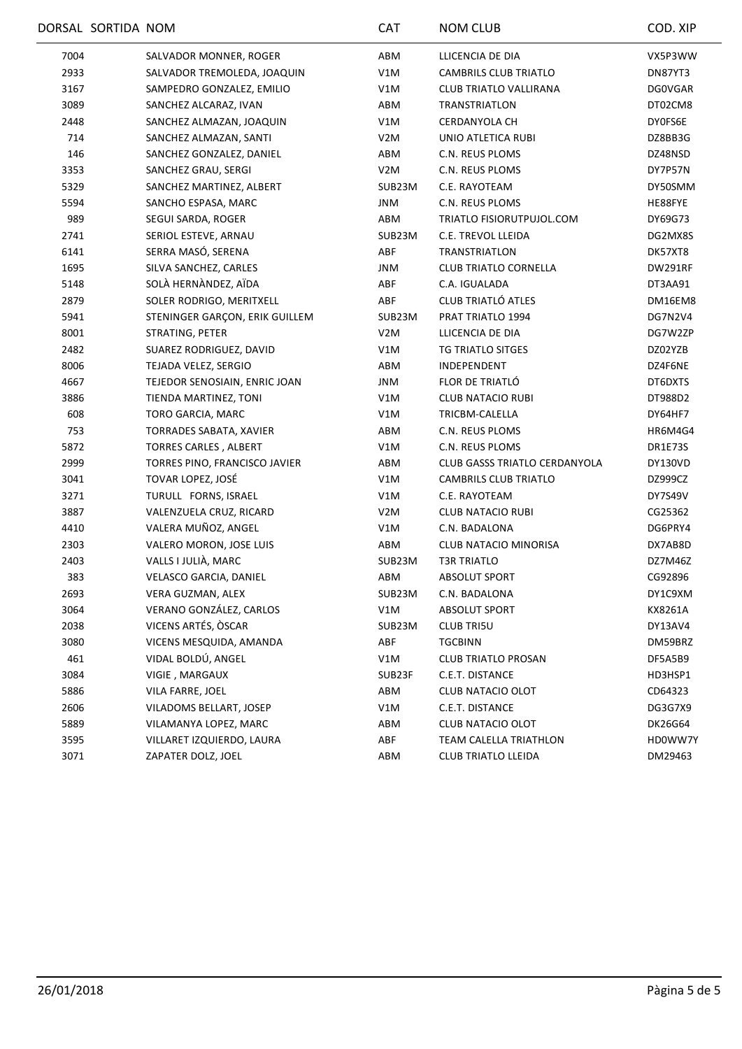| DORSAL | SORTIDA | NOM | CAT | NOM CLUB | COD. XIP |
|---|---|---|---|---|---|
| 7004 | | SALVADOR MONNER, ROGER | ABM | LLICENCIA DE DIA | VX5P3WW |
| 2933 | | SALVADOR TREMOLEDA, JOAQUIN | V1M | CAMBRILS CLUB TRIATLO | DN87YT3 |
| 3167 | | SAMPEDRO GONZALEZ, EMILIO | V1M | CLUB TRIATLO VALLIRANA | DG0VGAR |
| 3089 | | SANCHEZ ALCARAZ, IVAN | ABM | TRANSTRIATLON | DT02CM8 |
| 2448 | | SANCHEZ ALMAZAN, JOAQUIN | V1M | CERDANYOLA CH | DY0FS6E |
| 714 | | SANCHEZ ALMAZAN, SANTI | V2M | UNIO ATLETICA RUBI | DZ8BB3G |
| 146 | | SANCHEZ GONZALEZ, DANIEL | ABM | C.N. REUS PLOMS | DZ48NSD |
| 3353 | | SANCHEZ GRAU, SERGI | V2M | C.N. REUS PLOMS | DY7P57N |
| 5329 | | SANCHEZ MARTINEZ, ALBERT | SUB23M | C.E. RAYOTEAM | DY50SMM |
| 5594 | | SANCHO ESPASA, MARC | JNM | C.N. REUS PLOMS | HE88FYE |
| 989 | | SEGUI SARDA, ROGER | ABM | TRIATLO FISIORUTPUJOL.COM | DY69G73 |
| 2741 | | SERIOL ESTEVE, ARNAU | SUB23M | C.E. TREVOL LLEIDA | DG2MX8S |
| 6141 | | SERRA MASÓ, SERENA | ABF | TRANSTRIATLON | DK57XT8 |
| 1695 | | SILVA SANCHEZ, CARLES | JNM | CLUB TRIATLO CORNELLA | DW291RF |
| 5148 | | SOLÀ HERNÀNDEZ, AÏDA | ABF | C.A. IGUALADA | DT3AA91 |
| 2879 | | SOLER RODRIGO, MERITXELL | ABF | CLUB TRIATLÓ ATLES | DM16EM8 |
| 5941 | | STENINGER GARÇON, ERIK GUILLEM | SUB23M | PRAT TRIATLO 1994 | DG7N2V4 |
| 8001 | | STRATING, PETER | V2M | LLICENCIA DE DIA | DG7W2ZP |
| 2482 | | SUAREZ RODRIGUEZ, DAVID | V1M | TG TRIATLO SITGES | DZ02YZB |
| 8006 | | TEJADA VELEZ, SERGIO | ABM | INDEPENDENT | DZ4F6NE |
| 4667 | | TEJEDOR SENOSIAIN, ENRIC JOAN | JNM | FLOR DE TRIATLÓ | DT6DXTS |
| 3886 | | TIENDA MARTINEZ, TONI | V1M | CLUB NATACIO RUBI | DT988D2 |
| 608 | | TORO GARCIA, MARC | V1M | TRICBM-CALELLA | DY64HF7 |
| 753 | | TORRADES SABATA, XAVIER | ABM | C.N. REUS PLOMS | HR6M4G4 |
| 5872 | | TORRES CARLES , ALBERT | V1M | C.N. REUS PLOMS | DR1E73S |
| 2999 | | TORRES PINO, FRANCISCO JAVIER | ABM | CLUB GASSS TRIATLO CERDANYOLA | DY130VD |
| 3041 | | TOVAR LOPEZ, JOSÉ | V1M | CAMBRILS CLUB TRIATLO | DZ999CZ |
| 3271 | | TURULL FORNS, ISRAEL | V1M | C.E. RAYOTEAM | DY7S49V |
| 3887 | | VALENZUELA CRUZ, RICARD | V2M | CLUB NATACIO RUBI | CG25362 |
| 4410 | | VALERA MUÑOZ, ANGEL | V1M | C.N. BADALONA | DG6PRY4 |
| 2303 | | VALERO MORON, JOSE LUIS | ABM | CLUB NATACIO MINORISA | DX7AB8D |
| 2403 | | VALLS I JULIÀ, MARC | SUB23M | T3R TRIATLO | DZ7M46Z |
| 383 | | VELASCO GARCIA, DANIEL | ABM | ABSOLUT SPORT | CG92896 |
| 2693 | | VERA GUZMAN, ALEX | SUB23M | C.N. BADALONA | DY1C9XM |
| 3064 | | VERANO GONZÁLEZ, CARLOS | V1M | ABSOLUT SPORT | KX8261A |
| 2038 | | VICENS ARTÉS, ÒSCAR | SUB23M | CLUB TRI5U | DY13AV4 |
| 3080 | | VICENS MESQUIDA, AMANDA | ABF | TGCBINN | DM59BRZ |
| 461 | | VIDAL BOLDÚ, ANGEL | V1M | CLUB TRIATLO PROSAN | DF5A5B9 |
| 3084 | | VIGIE , MARGAUX | SUB23F | C.E.T. DISTANCE | HD3HSP1 |
| 5886 | | VILA FARRE, JOEL | ABM | CLUB NATACIO OLOT | CD64323 |
| 2606 | | VILADOMS BELLART, JOSEP | V1M | C.E.T. DISTANCE | DG3G7X9 |
| 5889 | | VILAMANYA LOPEZ, MARC | ABM | CLUB NATACIO OLOT | DK26G64 |
| 3595 | | VILLARET IZQUIERDO, LAURA | ABF | TEAM CALELLA TRIATHLON | HD0WW7Y |
| 3071 | | ZAPATER DOLZ, JOEL | ABM | CLUB TRIATLO LLEIDA | DM29463 |

26/01/2018